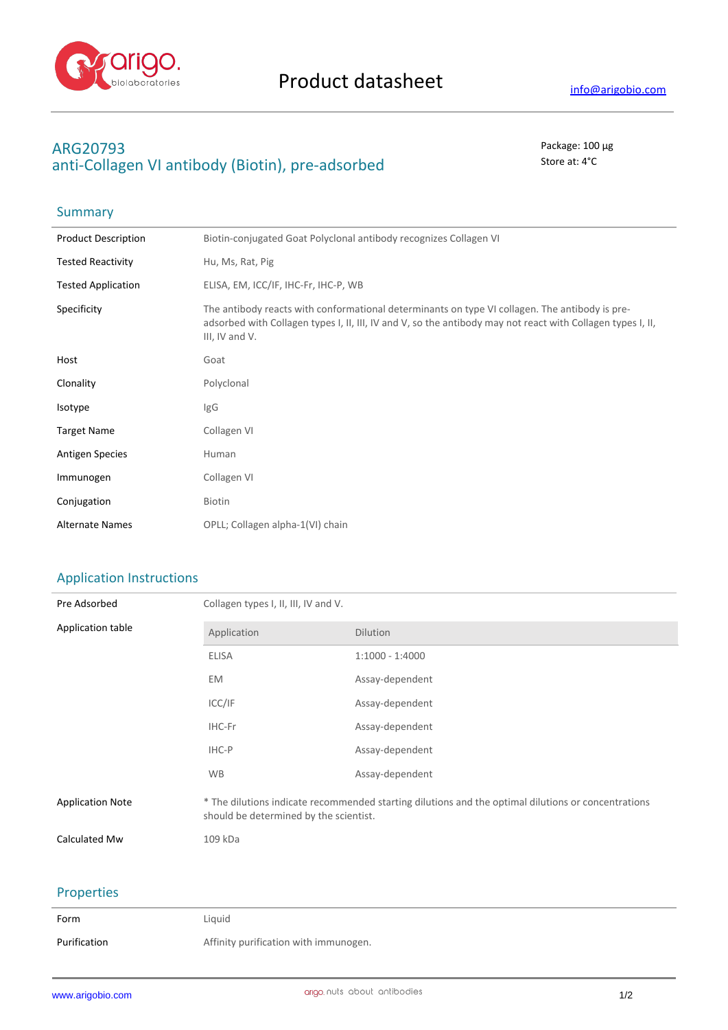# Product datasheet

info@arigobio.com

## ARG20793
## anti-Collagen VI antibody (Biotin), pre-adsorbed

Package: 100 μg
Store at: 4°C

### Summary

| | |
|---|---|
| Product Description | Biotin-conjugated Goat Polyclonal antibody recognizes Collagen VI |
| Tested Reactivity | Hu, Ms, Rat, Pig |
| Tested Application | ELISA, EM, ICC/IF, IHC-Fr, IHC-P, WB |
| Specificity | The antibody reacts with conformational determinants on type VI collagen. The antibody is pre-adsorbed with Collagen types I, II, III, IV and V, so the antibody may not react with Collagen types I, II, III, IV and V. |
| Host | Goat |
| Clonality | Polyclonal |
| Isotype | IgG |
| Target Name | Collagen VI |
| Antigen Species | Human |
| Immunogen | Collagen VI |
| Conjugation | Biotin |
| Alternate Names | OPLL; Collagen alpha-1(VI) chain |

### Application Instructions

Pre Adsorbed: Collagen types I, II, III, IV and V.

Application table:

| Application | Dilution |
|---|---|
| ELISA | 1:1000 - 1:4000 |
| EM | Assay-dependent |
| ICC/IF | Assay-dependent |
| IHC-Fr | Assay-dependent |
| IHC-P | Assay-dependent |
| WB | Assay-dependent |

Application Note: * The dilutions indicate recommended starting dilutions and the optimal dilutions or concentrations should be determined by the scientist.

Calculated Mw: 109 kDa

### Properties

| | |
|---|---|
| Form | Liquid |
| Purification | Affinity purification with immunogen. |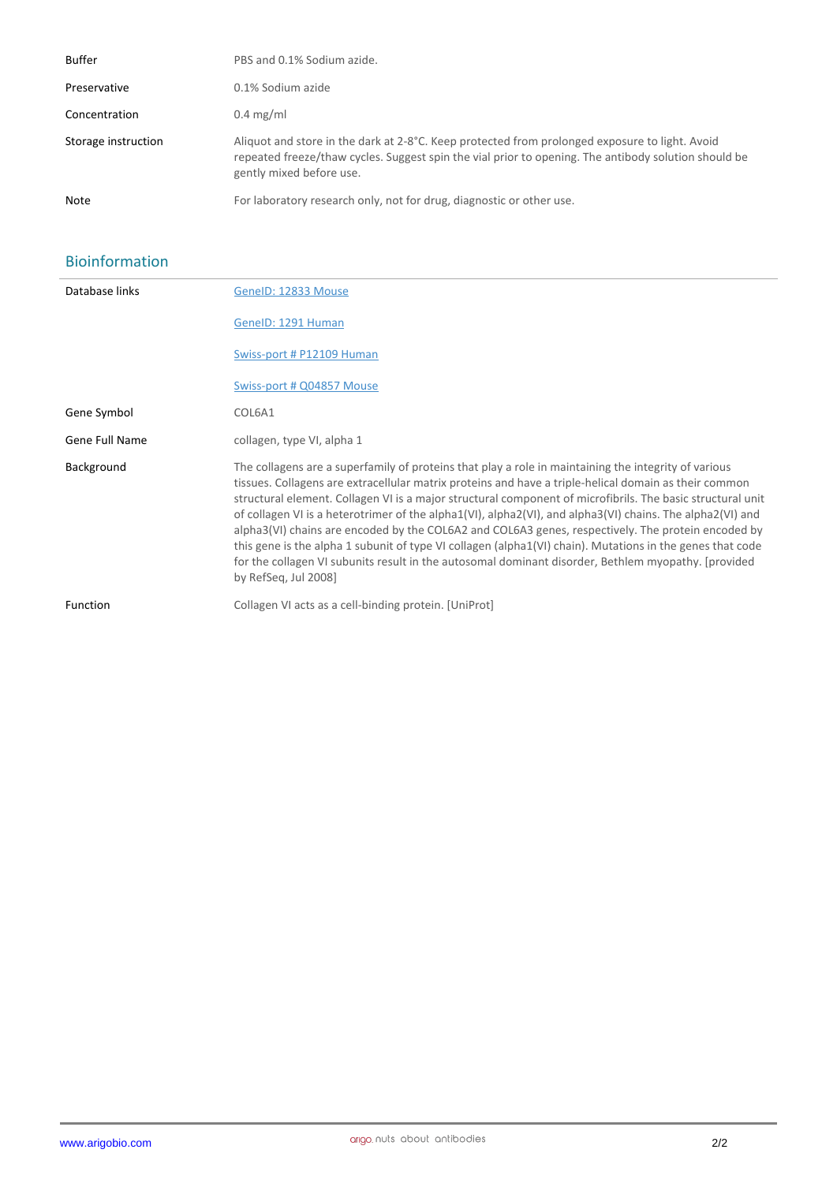| | |
|---|---|
| Buffer | PBS and 0.1% Sodium azide. |
| Preservative | 0.1% Sodium azide |
| Concentration | 0.4 mg/ml |
| Storage instruction | Aliquot and store in the dark at 2-8°C. Keep protected from prolonged exposure to light. Avoid repeated freeze/thaw cycles. Suggest spin the vial prior to opening. The antibody solution should be gently mixed before use. |
| Note | For laboratory research only, not for drug, diagnostic or other use. |

## Bioinformation

| | |
|---|---|
| Database links | GeneID: 12833 Mouse<br>GeneID: 1291 Human<br>Swiss-port # P12109 Human<br>Swiss-port # Q04857 Mouse |
| Gene Symbol | COL6A1 |
| Gene Full Name | collagen, type VI, alpha 1 |
| Background | The collagens are a superfamily of proteins that play a role in maintaining the integrity of various tissues. Collagens are extracellular matrix proteins and have a triple-helical domain as their common structural element. Collagen VI is a major structural component of microfibrils. The basic structural unit of collagen VI is a heterotrimer of the alpha1(VI), alpha2(VI), and alpha3(VI) chains. The alpha2(VI) and alpha3(VI) chains are encoded by the COL6A2 and COL6A3 genes, respectively. The protein encoded by this gene is the alpha 1 subunit of type VI collagen (alpha1(VI) chain). Mutations in the genes that code for the collagen VI subunits result in the autosomal dominant disorder, Bethlem myopathy. [provided by RefSeq, Jul 2008] |
| Function | Collagen VI acts as a cell-binding protein. [UniProt] |